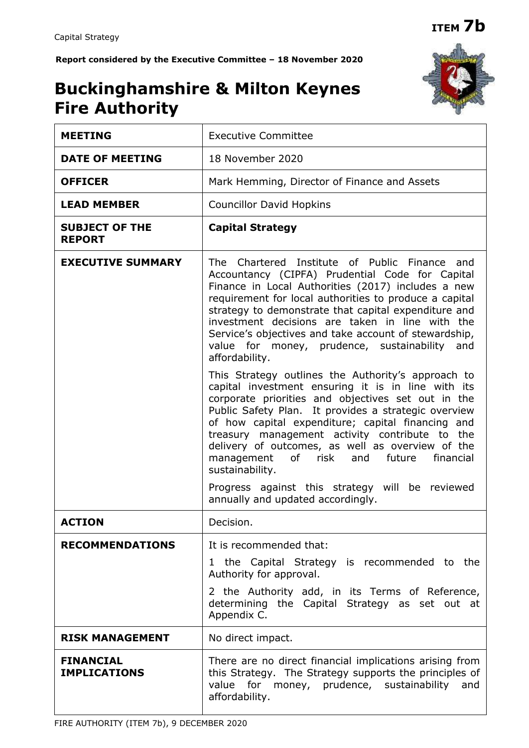**ITEM 7b**

**Report considered by the Executive Committee – 18 November 2020**

# Buckinghamshire & Milton Keynes Fire Authority

| | |
|---|---|
| **MEETING** | Executive Committee |
| **DATE OF MEETING** | 18 November 2020 |
| **OFFICER** | Mark Hemming, Director of Finance and Assets |
| **LEAD MEMBER** | Councillor David Hopkins |
| **SUBJECT OF THE REPORT** | **Capital Strategy** |
| **EXECUTIVE SUMMARY** | The Chartered Institute of Public Finance and Accountancy (CIPFA) Prudential Code for Capital Finance in Local Authorities (2017) includes a new requirement for local authorities to produce a capital strategy to demonstrate that capital expenditure and investment decisions are taken in line with the Service's objectives and take account of stewardship, value for money, prudence, sustainability and affordability.<br><br>This Strategy outlines the Authority's approach to capital investment ensuring it is in line with its corporate priorities and objectives set out in the Public Safety Plan. It provides a strategic overview of how capital expenditure; capital financing and treasury management activity contribute to the delivery of outcomes, as well as overview of the management of risk and future financial sustainability.<br><br>Progress against this strategy will be reviewed annually and updated accordingly. |
| **ACTION** | Decision. |
| **RECOMMENDATIONS** | It is recommended that:<br><br>1 the Capital Strategy is recommended to the Authority for approval.<br><br>2 the Authority add, in its Terms of Reference, determining the Capital Strategy as set out at Appendix C. |
| **RISK MANAGEMENT** | No direct impact. |
| **FINANCIAL IMPLICATIONS** | There are no direct financial implications arising from this Strategy. The Strategy supports the principles of value for money, prudence, sustainability and affordability. |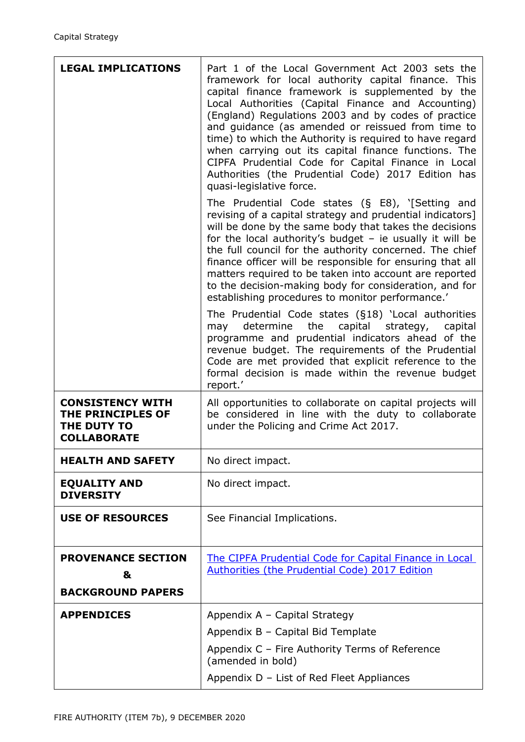| | |
|---|---|
| **LEGAL IMPLICATIONS** | Part 1 of the Local Government Act 2003 sets the framework for local authority capital finance. This capital finance framework is supplemented by the Local Authorities (Capital Finance and Accounting) (England) Regulations 2003 and by codes of practice and guidance (as amended or reissued from time to time) to which the Authority is required to have regard when carrying out its capital finance functions. The CIPFA Prudential Code for Capital Finance in Local Authorities (the Prudential Code) 2017 Edition has quasi-legislative force.<br><br>The Prudential Code states (§ E8), '[Setting and revising of a capital strategy and prudential indicators] will be done by the same body that takes the decisions for the local authority's budget – ie usually it will be the full council for the authority concerned. The chief finance officer will be responsible for ensuring that all matters required to be taken into account are reported to the decision-making body for consideration, and for establishing procedures to monitor performance.'<br><br>The Prudential Code states (§18) 'Local authorities may determine the capital strategy, capital programme and prudential indicators ahead of the revenue budget. The requirements of the Prudential Code are met provided that explicit reference to the formal decision is made within the revenue budget report.' |
| **CONSISTENCY WITH THE PRINCIPLES OF THE DUTY TO COLLABORATE** | All opportunities to collaborate on capital projects will be considered in line with the duty to collaborate under the Policing and Crime Act 2017. |
| **HEALTH AND SAFETY** | No direct impact. |
| **EQUALITY AND DIVERSITY** | No direct impact. |
| **USE OF RESOURCES** | See Financial Implications. |
| **PROVENANCE SECTION & BACKGROUND PAPERS** | The CIPFA Prudential Code for Capital Finance in Local Authorities (the Prudential Code) 2017 Edition |
| **APPENDICES** | Appendix A – Capital Strategy<br>Appendix B – Capital Bid Template<br>Appendix C – Fire Authority Terms of Reference (amended in bold)<br>Appendix D – List of Red Fleet Appliances |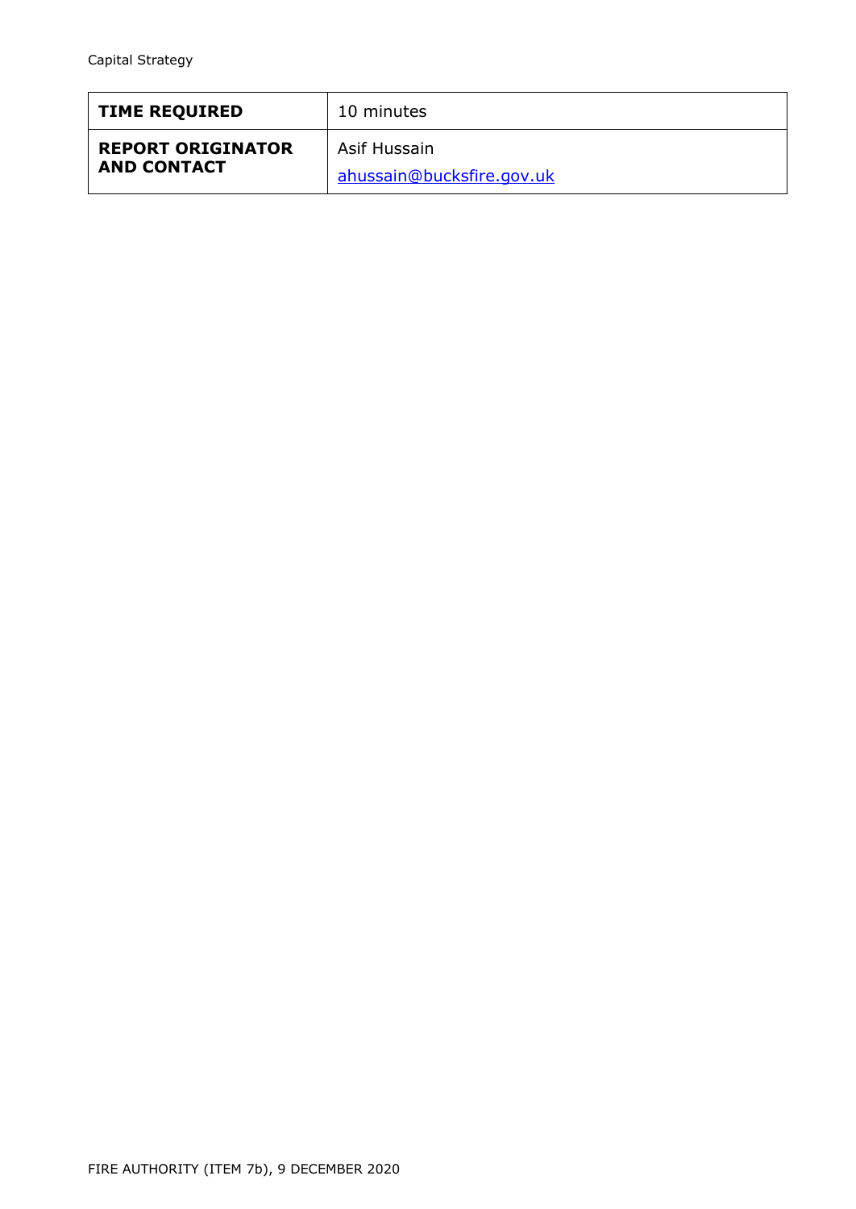| | |
|---|---|
| **TIME REQUIRED** | 10 minutes |
| **REPORT ORIGINATOR AND CONTACT** | Asif Hussain<br>ahussain@bucksfire.gov.uk |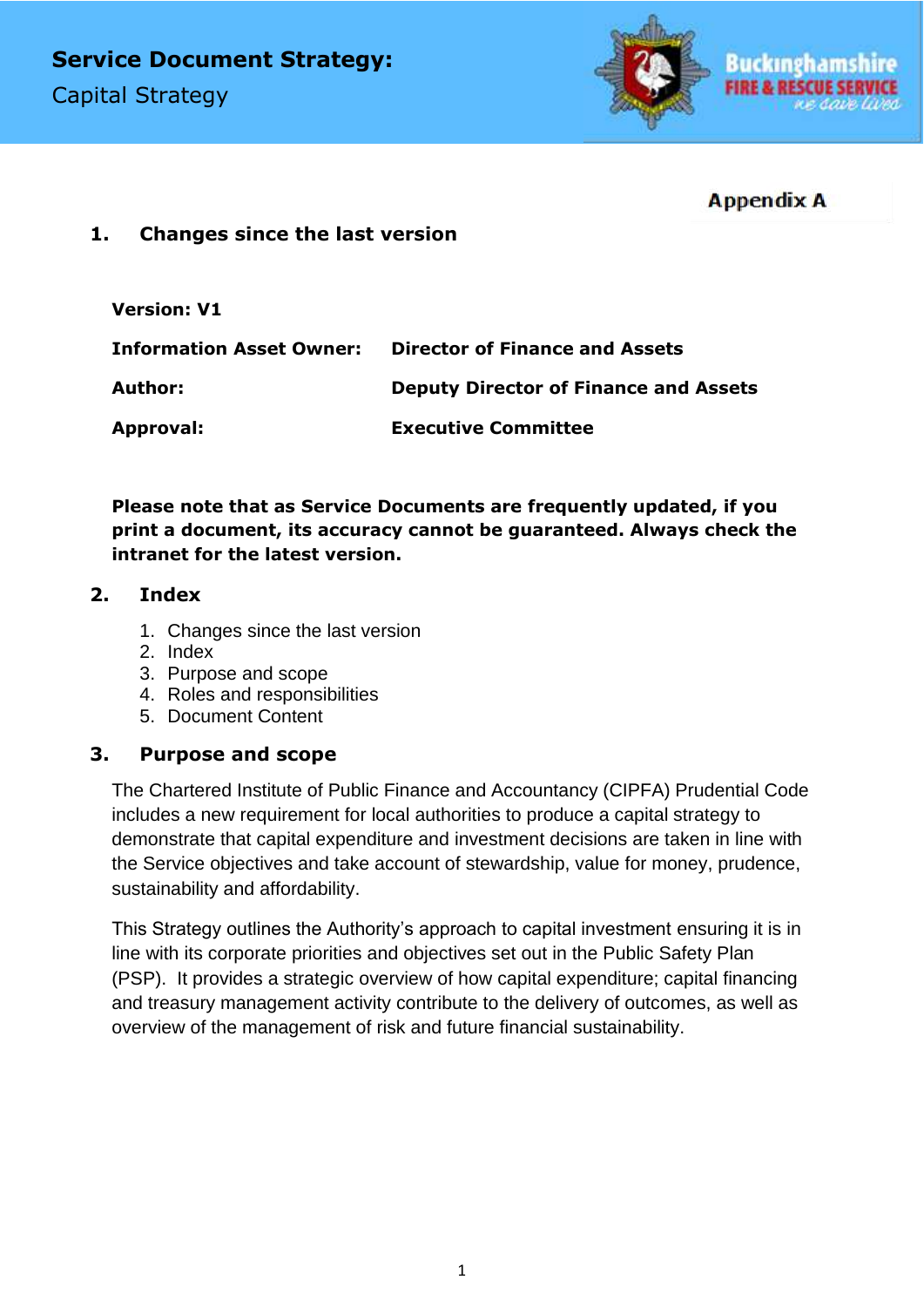**Service Document Strategy:**
Capital Strategy

Appendix A

## 1. Changes since the last version

**Version: V1**

| | |
|---|---|
| **Information Asset Owner:** | **Director of Finance and Assets** |
| **Author:** | **Deputy Director of Finance and Assets** |
| **Approval:** | **Executive Committee** |

**Please note that as Service Documents are frequently updated, if you print a document, its accuracy cannot be guaranteed. Always check the intranet for the latest version.**

## 2. Index

1. Changes since the last version
2. Index
3. Purpose and scope
4. Roles and responsibilities
5. Document Content

## 3. Purpose and scope

The Chartered Institute of Public Finance and Accountancy (CIPFA) Prudential Code includes a new requirement for local authorities to produce a capital strategy to demonstrate that capital expenditure and investment decisions are taken in line with the Service objectives and take account of stewardship, value for money, prudence, sustainability and affordability.

This Strategy outlines the Authority's approach to capital investment ensuring it is in line with its corporate priorities and objectives set out in the Public Safety Plan (PSP). It provides a strategic overview of how capital expenditure; capital financing and treasury management activity contribute to the delivery of outcomes, as well as overview of the management of risk and future financial sustainability.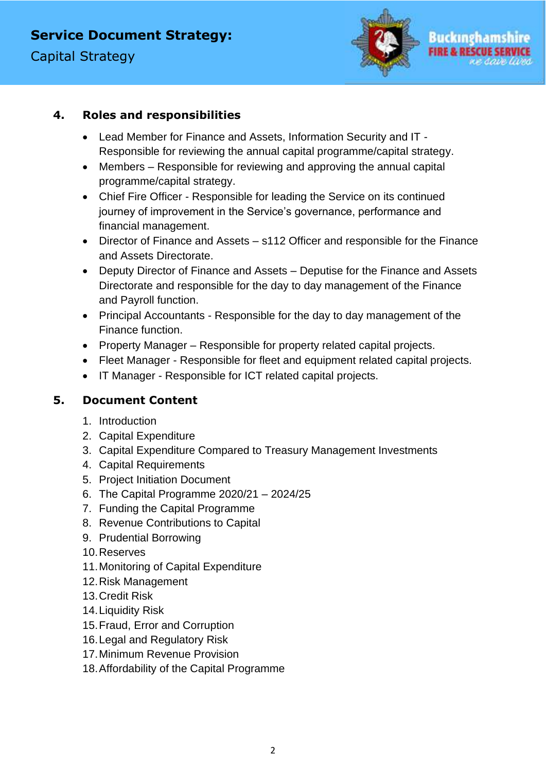## 4. Roles and responsibilities

- Lead Member for Finance and Assets, Information Security and IT - Responsible for reviewing the annual capital programme/capital strategy.
- Members – Responsible for reviewing and approving the annual capital programme/capital strategy.
- Chief Fire Officer - Responsible for leading the Service on its continued journey of improvement in the Service's governance, performance and financial management.
- Director of Finance and Assets – s112 Officer and responsible for the Finance and Assets Directorate.
- Deputy Director of Finance and Assets – Deputise for the Finance and Assets Directorate and responsible for the day to day management of the Finance and Payroll function.
- Principal Accountants - Responsible for the day to day management of the Finance function.
- Property Manager – Responsible for property related capital projects.
- Fleet Manager - Responsible for fleet and equipment related capital projects.
- IT Manager - Responsible for ICT related capital projects.

## 5. Document Content

1. Introduction
2. Capital Expenditure
3. Capital Expenditure Compared to Treasury Management Investments
4. Capital Requirements
5. Project Initiation Document
6. The Capital Programme 2020/21 – 2024/25
7. Funding the Capital Programme
8. Revenue Contributions to Capital
9. Prudential Borrowing
10. Reserves
11. Monitoring of Capital Expenditure
12. Risk Management
13. Credit Risk
14. Liquidity Risk
15. Fraud, Error and Corruption
16. Legal and Regulatory Risk
17. Minimum Revenue Provision
18. Affordability of the Capital Programme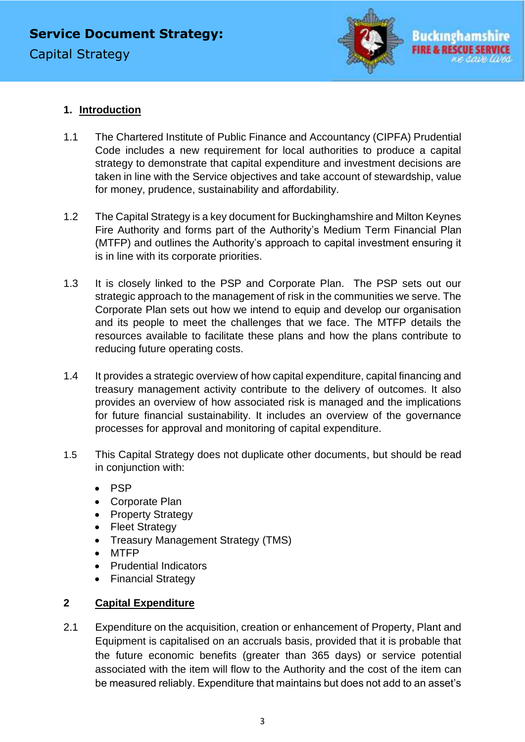## 1. Introduction

1.1 The Chartered Institute of Public Finance and Accountancy (CIPFA) Prudential Code includes a new requirement for local authorities to produce a capital strategy to demonstrate that capital expenditure and investment decisions are taken in line with the Service objectives and take account of stewardship, value for money, prudence, sustainability and affordability.

1.2 The Capital Strategy is a key document for Buckinghamshire and Milton Keynes Fire Authority and forms part of the Authority's Medium Term Financial Plan (MTFP) and outlines the Authority's approach to capital investment ensuring it is in line with its corporate priorities.

1.3 It is closely linked to the PSP and Corporate Plan. The PSP sets out our strategic approach to the management of risk in the communities we serve. The Corporate Plan sets out how we intend to equip and develop our organisation and its people to meet the challenges that we face. The MTFP details the resources available to facilitate these plans and how the plans contribute to reducing future operating costs.

1.4 It provides a strategic overview of how capital expenditure, capital financing and treasury management activity contribute to the delivery of outcomes. It also provides an overview of how associated risk is managed and the implications for future financial sustainability. It includes an overview of the governance processes for approval and monitoring of capital expenditure.

1.5 This Capital Strategy does not duplicate other documents, but should be read in conjunction with:

- PSP
- Corporate Plan
- Property Strategy
- Fleet Strategy
- Treasury Management Strategy (TMS)
- MTFP
- Prudential Indicators
- Financial Strategy

## 2 Capital Expenditure

2.1 Expenditure on the acquisition, creation or enhancement of Property, Plant and Equipment is capitalised on an accruals basis, provided that it is probable that the future economic benefits (greater than 365 days) or service potential associated with the item will flow to the Authority and the cost of the item can be measured reliably. Expenditure that maintains but does not add to an asset's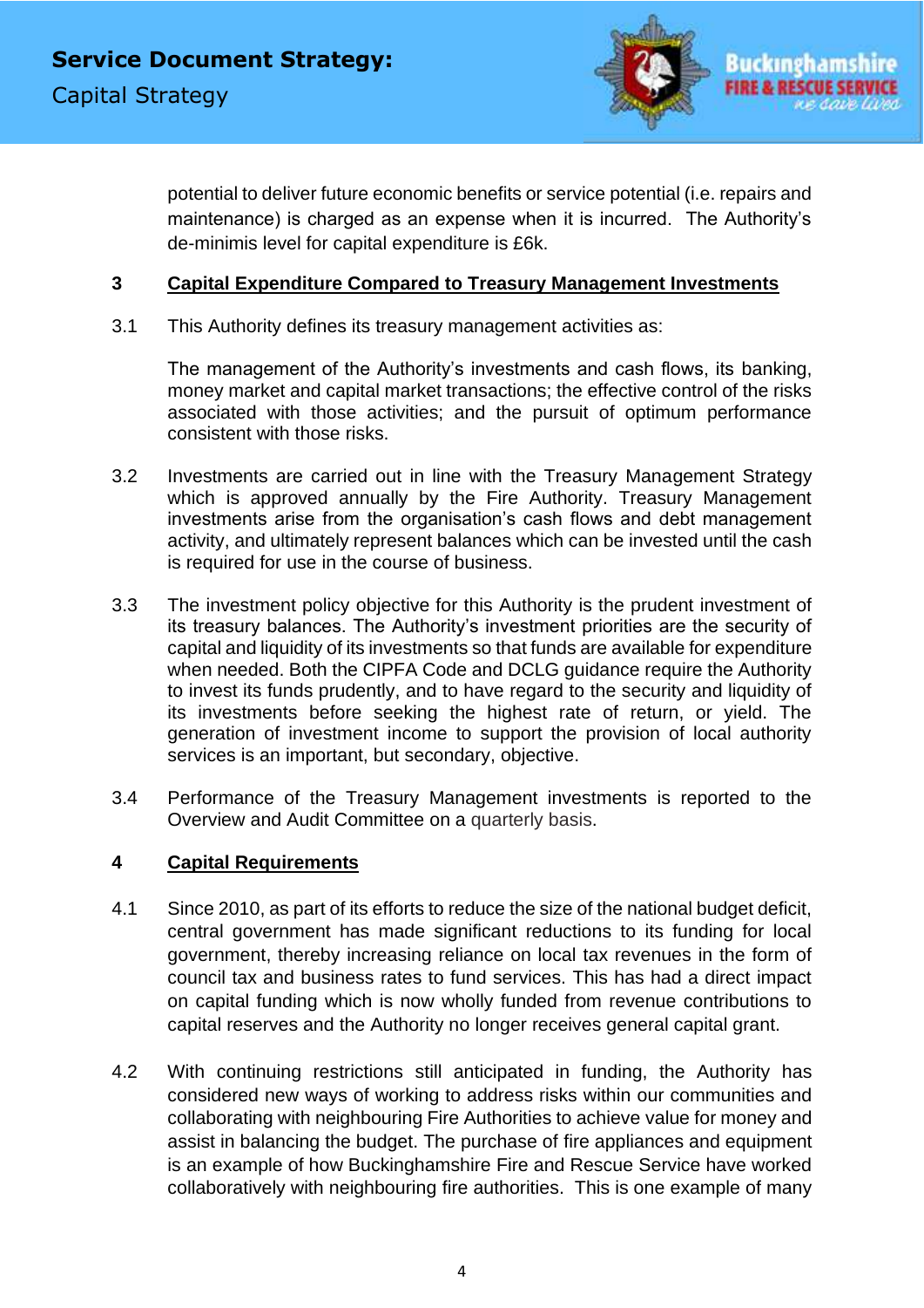potential to deliver future economic benefits or service potential (i.e. repairs and maintenance) is charged as an expense when it is incurred. The Authority's de-minimis level for capital expenditure is £6k.

## 3 Capital Expenditure Compared to Treasury Management Investments

3.1 This Authority defines its treasury management activities as:

The management of the Authority's investments and cash flows, its banking, money market and capital market transactions; the effective control of the risks associated with those activities; and the pursuit of optimum performance consistent with those risks.

3.2 Investments are carried out in line with the Treasury Management Strategy which is approved annually by the Fire Authority. Treasury Management investments arise from the organisation's cash flows and debt management activity, and ultimately represent balances which can be invested until the cash is required for use in the course of business.

3.3 The investment policy objective for this Authority is the prudent investment of its treasury balances. The Authority's investment priorities are the security of capital and liquidity of its investments so that funds are available for expenditure when needed. Both the CIPFA Code and DCLG guidance require the Authority to invest its funds prudently, and to have regard to the security and liquidity of its investments before seeking the highest rate of return, or yield. The generation of investment income to support the provision of local authority services is an important, but secondary, objective.

3.4 Performance of the Treasury Management investments is reported to the Overview and Audit Committee on a quarterly basis.

## 4 Capital Requirements

4.1 Since 2010, as part of its efforts to reduce the size of the national budget deficit, central government has made significant reductions to its funding for local government, thereby increasing reliance on local tax revenues in the form of council tax and business rates to fund services. This has had a direct impact on capital funding which is now wholly funded from revenue contributions to capital reserves and the Authority no longer receives general capital grant.

4.2 With continuing restrictions still anticipated in funding, the Authority has considered new ways of working to address risks within our communities and collaborating with neighbouring Fire Authorities to achieve value for money and assist in balancing the budget. The purchase of fire appliances and equipment is an example of how Buckinghamshire Fire and Rescue Service have worked collaboratively with neighbouring fire authorities. This is one example of many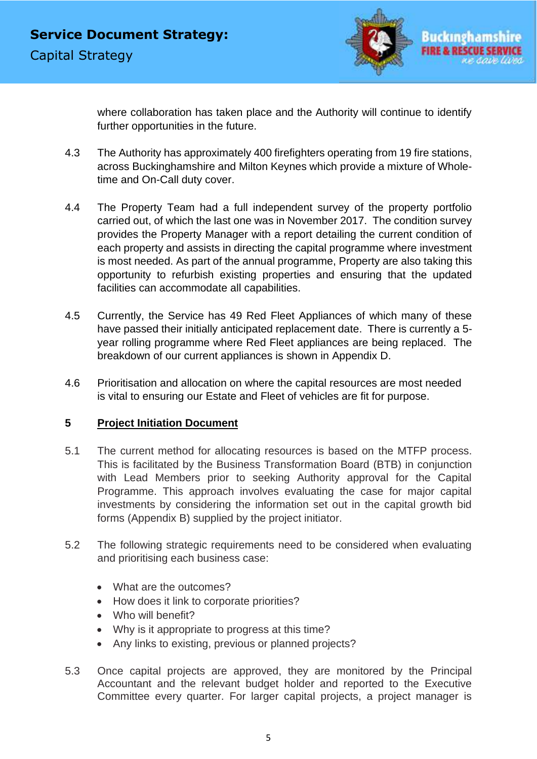where collaboration has taken place and the Authority will continue to identify further opportunities in the future.

4.3 The Authority has approximately 400 firefighters operating from 19 fire stations, across Buckinghamshire and Milton Keynes which provide a mixture of Whole-time and On-Call duty cover.

4.4 The Property Team had a full independent survey of the property portfolio carried out, of which the last one was in November 2017. The condition survey provides the Property Manager with a report detailing the current condition of each property and assists in directing the capital programme where investment is most needed. As part of the annual programme, Property are also taking this opportunity to refurbish existing properties and ensuring that the updated facilities can accommodate all capabilities.

4.5 Currently, the Service has 49 Red Fleet Appliances of which many of these have passed their initially anticipated replacement date. There is currently a 5-year rolling programme where Red Fleet appliances are being replaced. The breakdown of our current appliances is shown in Appendix D.

4.6 Prioritisation and allocation on where the capital resources are most needed is vital to ensuring our Estate and Fleet of vehicles are fit for purpose.

## 5 Project Initiation Document

5.1 The current method for allocating resources is based on the MTFP process. This is facilitated by the Business Transformation Board (BTB) in conjunction with Lead Members prior to seeking Authority approval for the Capital Programme. This approach involves evaluating the case for major capital investments by considering the information set out in the capital growth bid forms (Appendix B) supplied by the project initiator.

5.2 The following strategic requirements need to be considered when evaluating and prioritising each business case:

- What are the outcomes?
- How does it link to corporate priorities?
- Who will benefit?
- Why is it appropriate to progress at this time?
- Any links to existing, previous or planned projects?

5.3 Once capital projects are approved, they are monitored by the Principal Accountant and the relevant budget holder and reported to the Executive Committee every quarter. For larger capital projects, a project manager is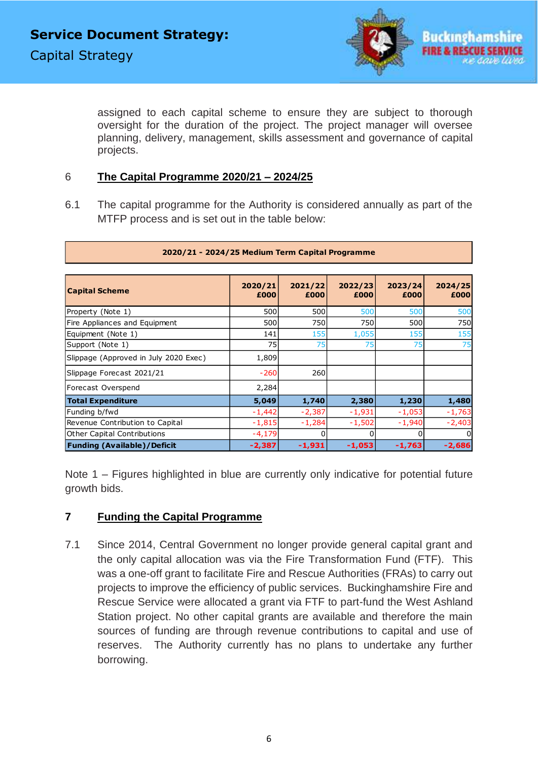assigned to each capital scheme to ensure they are subject to thorough oversight for the duration of the project. The project manager will oversee planning, delivery, management, skills assessment and governance of capital projects.

## 6 The Capital Programme 2020/21 – 2024/25

6.1 The capital programme for the Authority is considered annually as part of the MTFP process and is set out in the table below:

**2020/21 - 2024/25 Medium Term Capital Programme**

| Capital Scheme | 2020/21 £000 | 2021/22 £000 | 2022/23 £000 | 2023/24 £000 | 2024/25 £000 |
|---|---|---|---|---|---|
| Property (Note 1) | 500 | 500 | 500 | 500 | 500 |
| Fire Appliances and Equipment | 500 | 750 | 750 | 500 | 750 |
| Equipment (Note 1) | 141 | 155 | 1,055 | 155 | 155 |
| Support (Note 1) | 75 | 75 | 75 | 75 | 75 |
| Slippage (Approved in July 2020 Exec) | 1,809 | | | | |
| Slippage Forecast 2021/21 | -260 | 260 | | | |
| Forecast Overspend | 2,284 | | | | |
| **Total Expenditure** | **5,049** | **1,740** | **2,380** | **1,230** | **1,480** |
| Funding b/fwd | -1,442 | -2,387 | -1,931 | -1,053 | -1,763 |
| Revenue Contribution to Capital | -1,815 | -1,284 | -1,502 | -1,940 | -2,403 |
| Other Capital Contributions | -4,179 | 0 | 0 | 0 | 0 |
| **Funding (Available)/Deficit** | **-2,387** | **-1,931** | **-1,053** | **-1,763** | **-2,686** |

Note 1 – Figures highlighted in blue are currently only indicative for potential future growth bids.

## 7 Funding the Capital Programme

7.1 Since 2014, Central Government no longer provide general capital grant and the only capital allocation was via the Fire Transformation Fund (FTF). This was a one-off grant to facilitate Fire and Rescue Authorities (FRAs) to carry out projects to improve the efficiency of public services. Buckinghamshire Fire and Rescue Service were allocated a grant via FTF to part-fund the West Ashland Station project. No other capital grants are available and therefore the main sources of funding are through revenue contributions to capital and use of reserves. The Authority currently has no plans to undertake any further borrowing.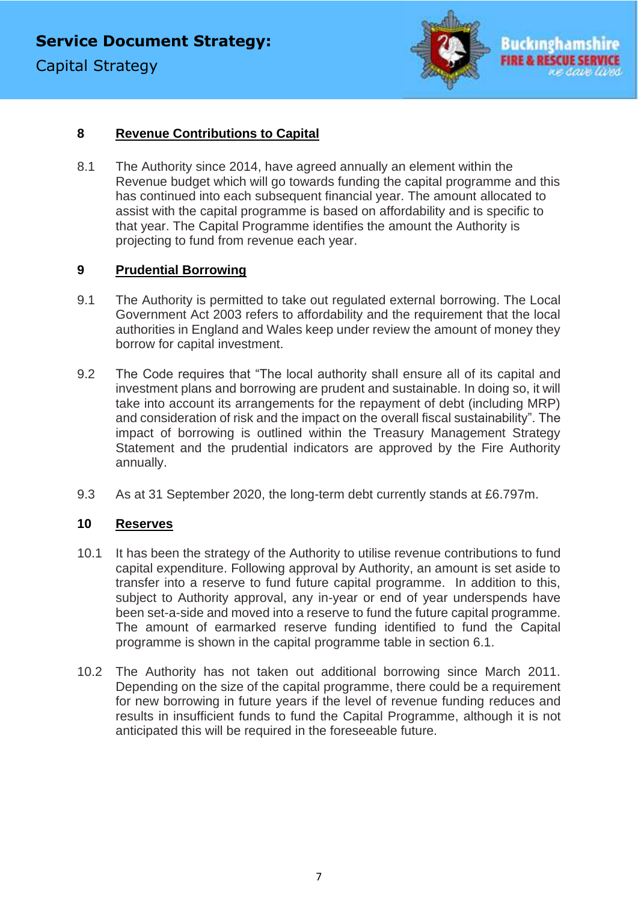## 8 Revenue Contributions to Capital

8.1 The Authority since 2014, have agreed annually an element within the Revenue budget which will go towards funding the capital programme and this has continued into each subsequent financial year. The amount allocated to assist with the capital programme is based on affordability and is specific to that year. The Capital Programme identifies the amount the Authority is projecting to fund from revenue each year.

## 9 Prudential Borrowing

9.1 The Authority is permitted to take out regulated external borrowing. The Local Government Act 2003 refers to affordability and the requirement that the local authorities in England and Wales keep under review the amount of money they borrow for capital investment.

9.2 The Code requires that “The local authority shall ensure all of its capital and investment plans and borrowing are prudent and sustainable. In doing so, it will take into account its arrangements for the repayment of debt (including MRP) and consideration of risk and the impact on the overall fiscal sustainability”. The impact of borrowing is outlined within the Treasury Management Strategy Statement and the prudential indicators are approved by the Fire Authority annually.

9.3 As at 31 September 2020, the long-term debt currently stands at £6.797m.

## 10 Reserves

10.1 It has been the strategy of the Authority to utilise revenue contributions to fund capital expenditure. Following approval by Authority, an amount is set aside to transfer into a reserve to fund future capital programme. In addition to this, subject to Authority approval, any in-year or end of year underspends have been set-a-side and moved into a reserve to fund the future capital programme. The amount of earmarked reserve funding identified to fund the Capital programme is shown in the capital programme table in section 6.1.

10.2 The Authority has not taken out additional borrowing since March 2011. Depending on the size of the capital programme, there could be a requirement for new borrowing in future years if the level of revenue funding reduces and results in insufficient funds to fund the Capital Programme, although it is not anticipated this will be required in the foreseeable future.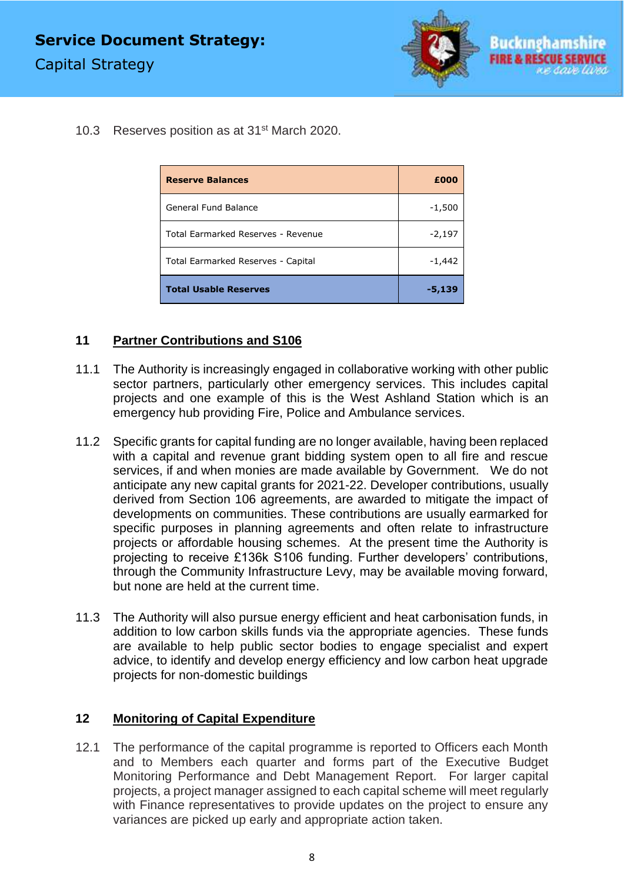10.3 Reserves position as at 31st March 2020.

| Reserve Balances | £000 |
|---|---|
| General Fund Balance | -1,500 |
| Total Earmarked Reserves - Revenue | -2,197 |
| Total Earmarked Reserves - Capital | -1,442 |
| **Total Usable Reserves** | **-5,139** |

## 11 Partner Contributions and S106

11.1 The Authority is increasingly engaged in collaborative working with other public sector partners, particularly other emergency services. This includes capital projects and one example of this is the West Ashland Station which is an emergency hub providing Fire, Police and Ambulance services.

11.2 Specific grants for capital funding are no longer available, having been replaced with a capital and revenue grant bidding system open to all fire and rescue services, if and when monies are made available by Government. We do not anticipate any new capital grants for 2021-22. Developer contributions, usually derived from Section 106 agreements, are awarded to mitigate the impact of developments on communities. These contributions are usually earmarked for specific purposes in planning agreements and often relate to infrastructure projects or affordable housing schemes. At the present time the Authority is projecting to receive £136k S106 funding. Further developers' contributions, through the Community Infrastructure Levy, may be available moving forward, but none are held at the current time.

11.3 The Authority will also pursue energy efficient and heat carbonisation funds, in addition to low carbon skills funds via the appropriate agencies. These funds are available to help public sector bodies to engage specialist and expert advice, to identify and develop energy efficiency and low carbon heat upgrade projects for non-domestic buildings

## 12 Monitoring of Capital Expenditure

12.1 The performance of the capital programme is reported to Officers each Month and to Members each quarter and forms part of the Executive Budget Monitoring Performance and Debt Management Report. For larger capital projects, a project manager assigned to each capital scheme will meet regularly with Finance representatives to provide updates on the project to ensure any variances are picked up early and appropriate action taken.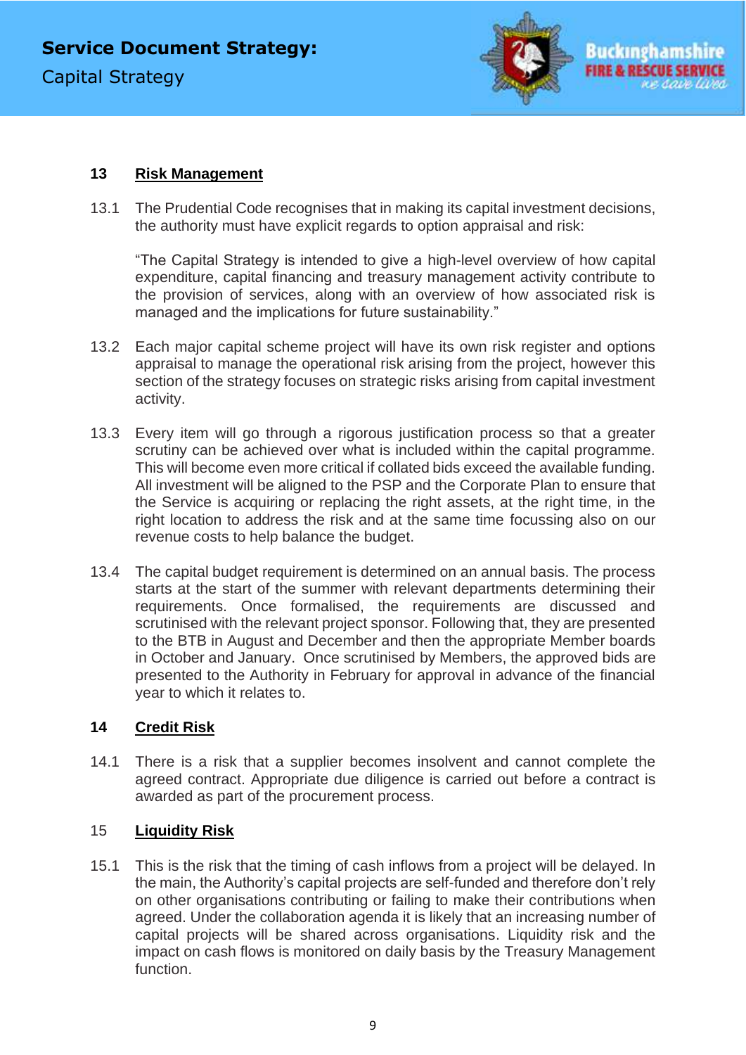## 13 Risk Management

13.1 The Prudential Code recognises that in making its capital investment decisions, the authority must have explicit regards to option appraisal and risk:

"The Capital Strategy is intended to give a high-level overview of how capital expenditure, capital financing and treasury management activity contribute to the provision of services, along with an overview of how associated risk is managed and the implications for future sustainability."

13.2 Each major capital scheme project will have its own risk register and options appraisal to manage the operational risk arising from the project, however this section of the strategy focuses on strategic risks arising from capital investment activity.

13.3 Every item will go through a rigorous justification process so that a greater scrutiny can be achieved over what is included within the capital programme. This will become even more critical if collated bids exceed the available funding. All investment will be aligned to the PSP and the Corporate Plan to ensure that the Service is acquiring or replacing the right assets, at the right time, in the right location to address the risk and at the same time focussing also on our revenue costs to help balance the budget.

13.4 The capital budget requirement is determined on an annual basis. The process starts at the start of the summer with relevant departments determining their requirements. Once formalised, the requirements are discussed and scrutinised with the relevant project sponsor. Following that, they are presented to the BTB in August and December and then the appropriate Member boards in October and January. Once scrutinised by Members, the approved bids are presented to the Authority in February for approval in advance of the financial year to which it relates to.

## 14 Credit Risk

14.1 There is a risk that a supplier becomes insolvent and cannot complete the agreed contract. Appropriate due diligence is carried out before a contract is awarded as part of the procurement process.

## 15 Liquidity Risk

15.1 This is the risk that the timing of cash inflows from a project will be delayed. In the main, the Authority's capital projects are self-funded and therefore don't rely on other organisations contributing or failing to make their contributions when agreed. Under the collaboration agenda it is likely that an increasing number of capital projects will be shared across organisations. Liquidity risk and the impact on cash flows is monitored on daily basis by the Treasury Management function.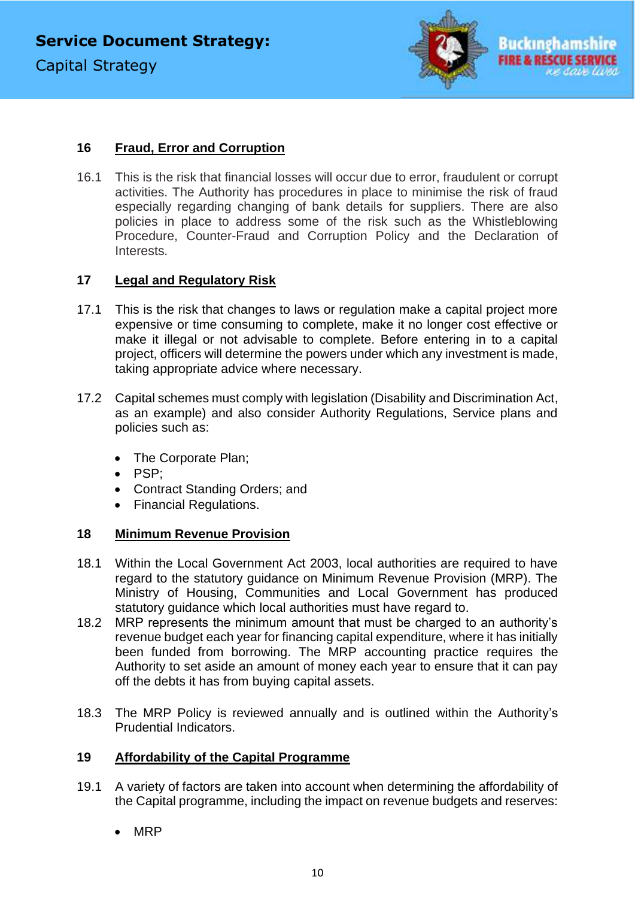## 16 Fraud, Error and Corruption

16.1 This is the risk that financial losses will occur due to error, fraudulent or corrupt activities. The Authority has procedures in place to minimise the risk of fraud especially regarding changing of bank details for suppliers. There are also policies in place to address some of the risk such as the Whistleblowing Procedure, Counter-Fraud and Corruption Policy and the Declaration of Interests.

## 17 Legal and Regulatory Risk

17.1 This is the risk that changes to laws or regulation make a capital project more expensive or time consuming to complete, make it no longer cost effective or make it illegal or not advisable to complete. Before entering in to a capital project, officers will determine the powers under which any investment is made, taking appropriate advice where necessary.

17.2 Capital schemes must comply with legislation (Disability and Discrimination Act, as an example) and also consider Authority Regulations, Service plans and policies such as:

- The Corporate Plan;
- PSP;
- Contract Standing Orders; and
- Financial Regulations.

## 18 Minimum Revenue Provision

18.1 Within the Local Government Act 2003, local authorities are required to have regard to the statutory guidance on Minimum Revenue Provision (MRP). The Ministry of Housing, Communities and Local Government has produced statutory guidance which local authorities must have regard to.

18.2 MRP represents the minimum amount that must be charged to an authority's revenue budget each year for financing capital expenditure, where it has initially been funded from borrowing. The MRP accounting practice requires the Authority to set aside an amount of money each year to ensure that it can pay off the debts it has from buying capital assets.

18.3 The MRP Policy is reviewed annually and is outlined within the Authority's Prudential Indicators.

## 19 Affordability of the Capital Programme

19.1 A variety of factors are taken into account when determining the affordability of the Capital programme, including the impact on revenue budgets and reserves:

- MRP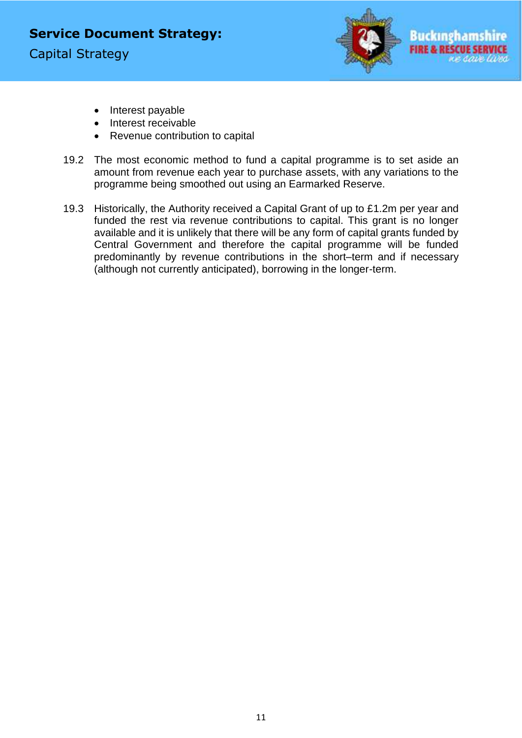- Interest payable
- Interest receivable
- Revenue contribution to capital

19.2 The most economic method to fund a capital programme is to set aside an amount from revenue each year to purchase assets, with any variations to the programme being smoothed out using an Earmarked Reserve.

19.3 Historically, the Authority received a Capital Grant of up to £1.2m per year and funded the rest via revenue contributions to capital. This grant is no longer available and it is unlikely that there will be any form of capital grants funded by Central Government and therefore the capital programme will be funded predominantly by revenue contributions in the short–term and if necessary (although not currently anticipated), borrowing in the longer-term.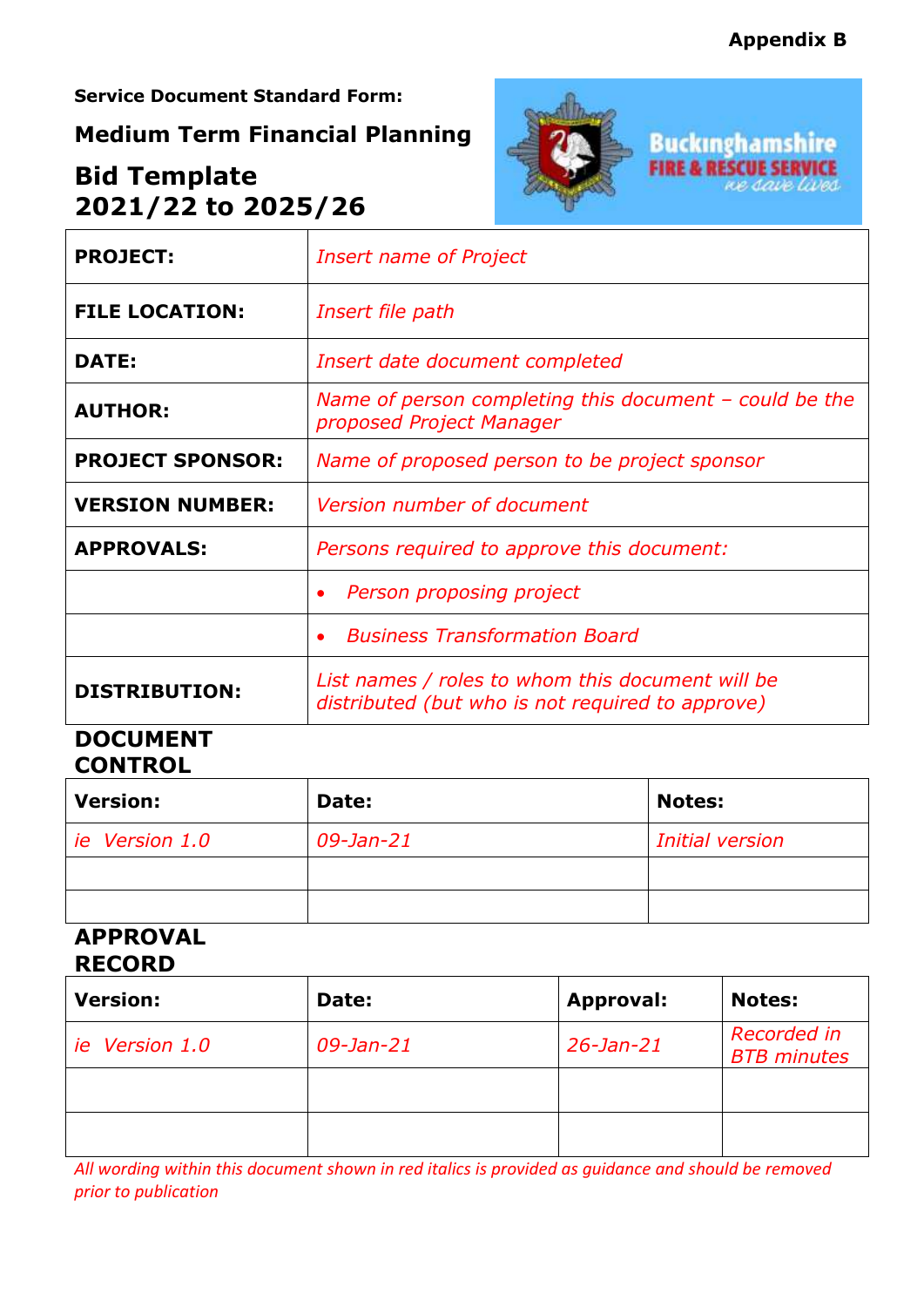**Appendix B**

**Service Document Standard Form:**

## Medium Term Financial Planning

# Bid Template 2021/22 to 2025/26

| | |
|---|---|
| **PROJECT:** | *Insert name of Project* |
| **FILE LOCATION:** | *Insert file path* |
| **DATE:** | *Insert date document completed* |
| **AUTHOR:** | *Name of person completing this document – could be the proposed Project Manager* |
| **PROJECT SPONSOR:** | *Name of proposed person to be project sponsor* |
| **VERSION NUMBER:** | *Version number of document* |
| **APPROVALS:** | *Persons required to approve this document:* |
| | • *Person proposing project* |
| | • *Business Transformation Board* |
| **DISTRIBUTION:** | *List names / roles to whom this document will be distributed (but who is not required to approve)* |

## DOCUMENT CONTROL

| Version: | Date: | Notes: |
|---|---|---|
| *ie Version 1.0* | *09-Jan-21* | *Initial version* |
| | | |
| | | |

## APPROVAL RECORD

| Version: | Date: | Approval: | Notes: |
|---|---|---|---|
| *ie Version 1.0* | *09-Jan-21* | *26-Jan-21* | *Recorded in BTB minutes* |
| | | | |
| | | | |

*All wording within this document shown in red italics is provided as guidance and should be removed prior to publication*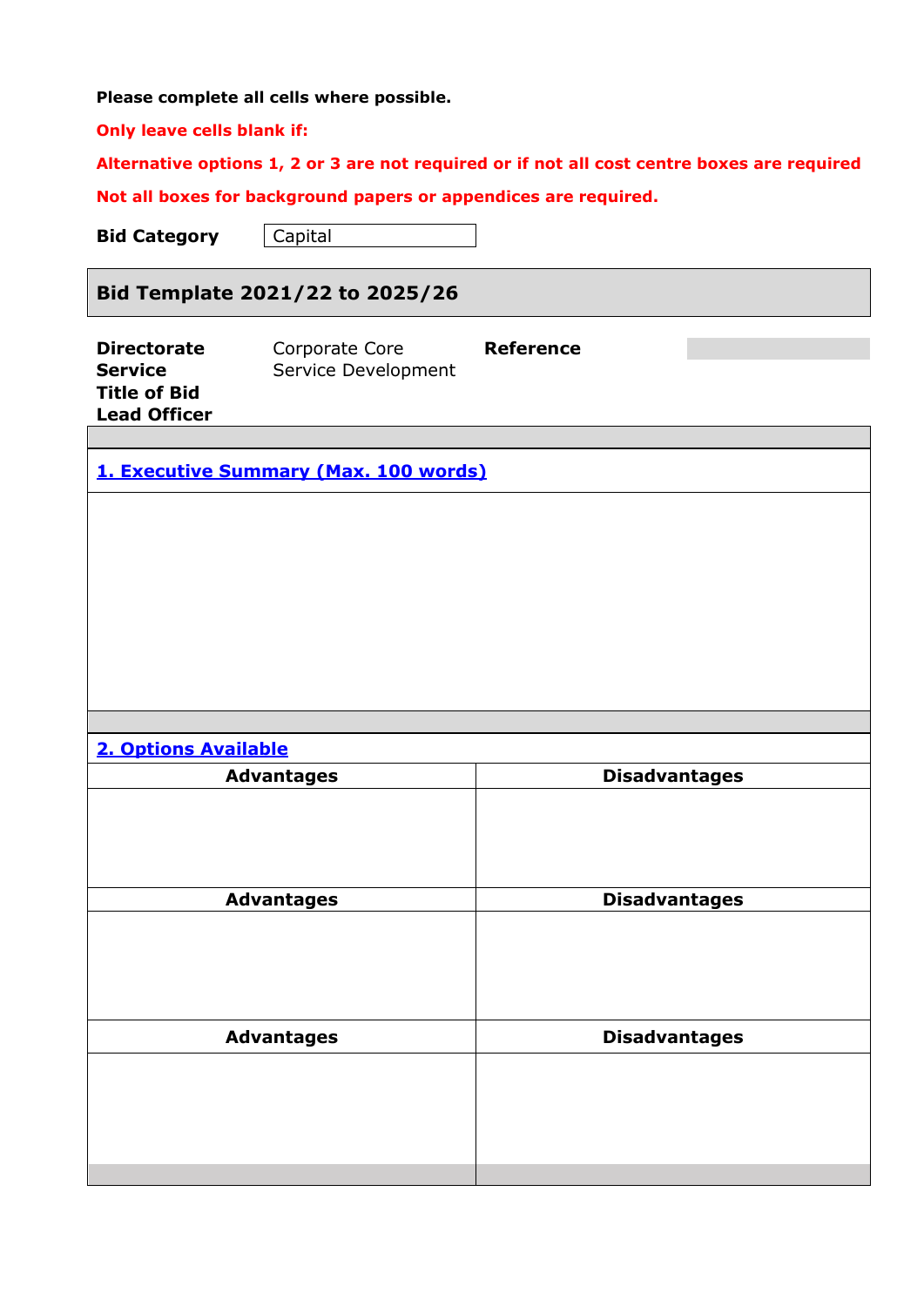**Please complete all cells where possible.**

**Only leave cells blank if:**

**Alternative options 1, 2 or 3 are not required or if not all cost centre boxes are required**

**Not all boxes for background papers or appendices are required.**

| | |
|---|---|
| **Bid Category** | Capital |

## Bid Template 2021/22 to 2025/26

| | | | |
|---|---|---|---|
| **Directorate** | Corporate Core | **Reference** | |
| **Service** | Service Development | | |
| **Title of Bid** | | | |
| **Lead Officer** | | | |

| |
|---|
| **1. Executive Summary (Max. 100 words)** |
| |

**2. Options Available**

| **Advantages** | **Disadvantages** |
|---|---|
| | |
| **Advantages** | **Disadvantages** |
| | |
| **Advantages** | **Disadvantages** |
| | |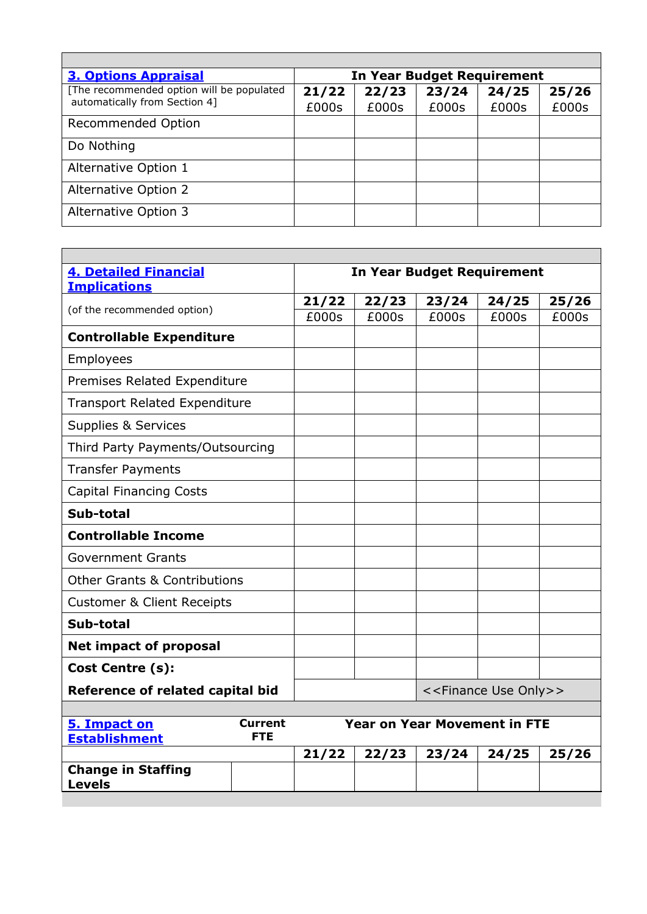| 3. Options Appraisal | In Year Budget Requirement | | | | |
|---|---|---|---|---|---|
| [The recommended option will be populated automatically from Section 4] | 21/22 £000s | 22/23 £000s | 23/24 £000s | 24/25 £000s | 25/26 £000s |
| Recommended Option | | | | | |
| Do Nothing | | | | | |
| Alternative Option 1 | | | | | |
| Alternative Option 2 | | | | | |
| Alternative Option 3 | | | | | |

| 4. Detailed Financial Implications | In Year Budget Requirement | | | | |
|---|---|---|---|---|---|
| (of the recommended option) | 21/22 £000s | 22/23 £000s | 23/24 £000s | 24/25 £000s | 25/26 £000s |
| **Controllable Expenditure** | | | | | |
| Employees | | | | | |
| Premises Related Expenditure | | | | | |
| Transport Related Expenditure | | | | | |
| Supplies & Services | | | | | |
| Third Party Payments/Outsourcing | | | | | |
| Transfer Payments | | | | | |
| Capital Financing Costs | | | | | |
| **Sub-total** | | | | | |
| **Controllable Income** | | | | | |
| Government Grants | | | | | |
| Other Grants & Contributions | | | | | |
| Customer & Client Receipts | | | | | |
| **Sub-total** | | | | | |
| **Net impact of proposal** | | | | | |
| **Cost Centre (s):** | | | | | |
| **Reference of related capital bid** | | | <<Finance Use Only>> | | |

| 5. Impact on Establishment | Current FTE | Year on Year Movement in FTE | | | | |
|---|---|---|---|---|---|---|
| | | 21/22 | 22/23 | 23/24 | 24/25 | 25/26 |
| **Change in Staffing Levels** | | | | | | |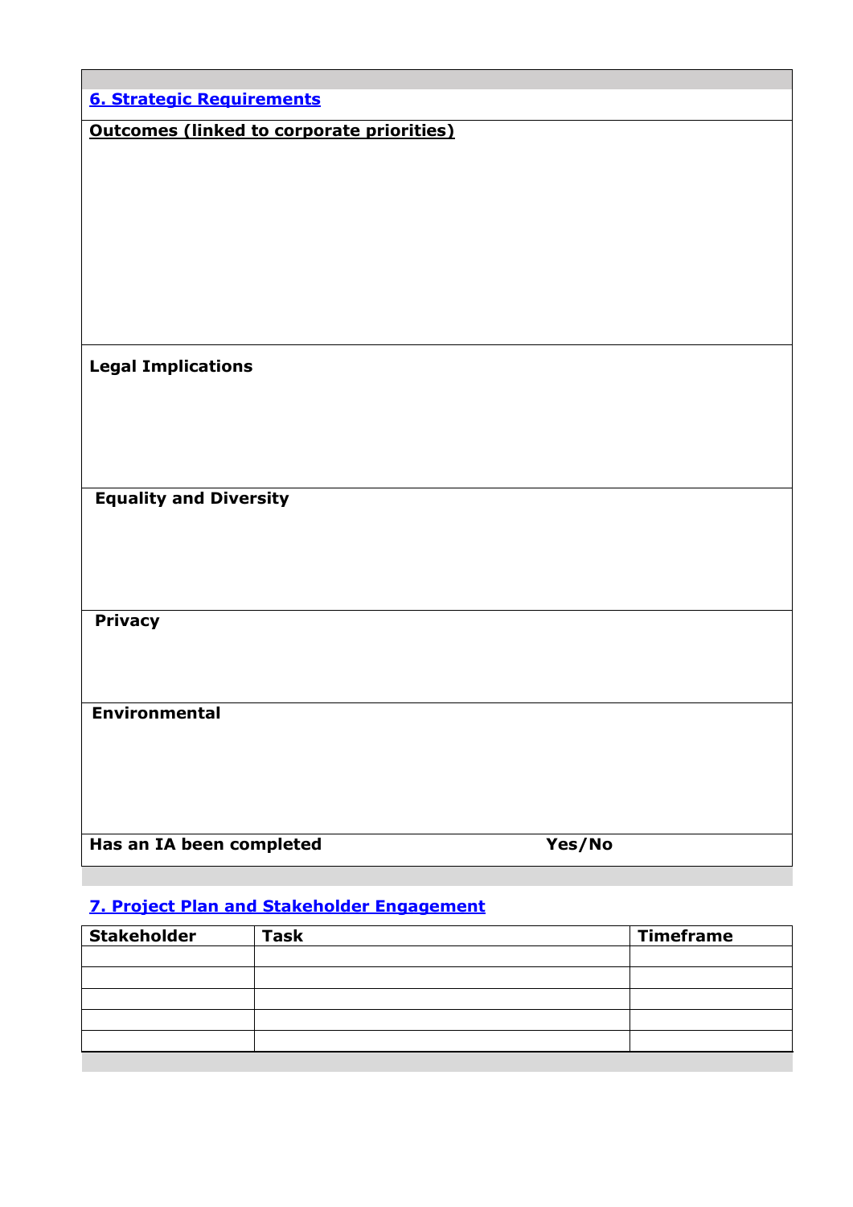## [6. Strategic Requirements]

**Outcomes (linked to corporate priorities)**

**Legal Implications**

**Equality and Diversity**

**Privacy**

**Environmental**

**Has an IA been completed** **Yes/No**

## [7. Project Plan and Stakeholder Engagement]

| Stakeholder | Task | Timeframe |
|---|---|---|
| | | |
| | | |
| | | |
| | | |
| | | |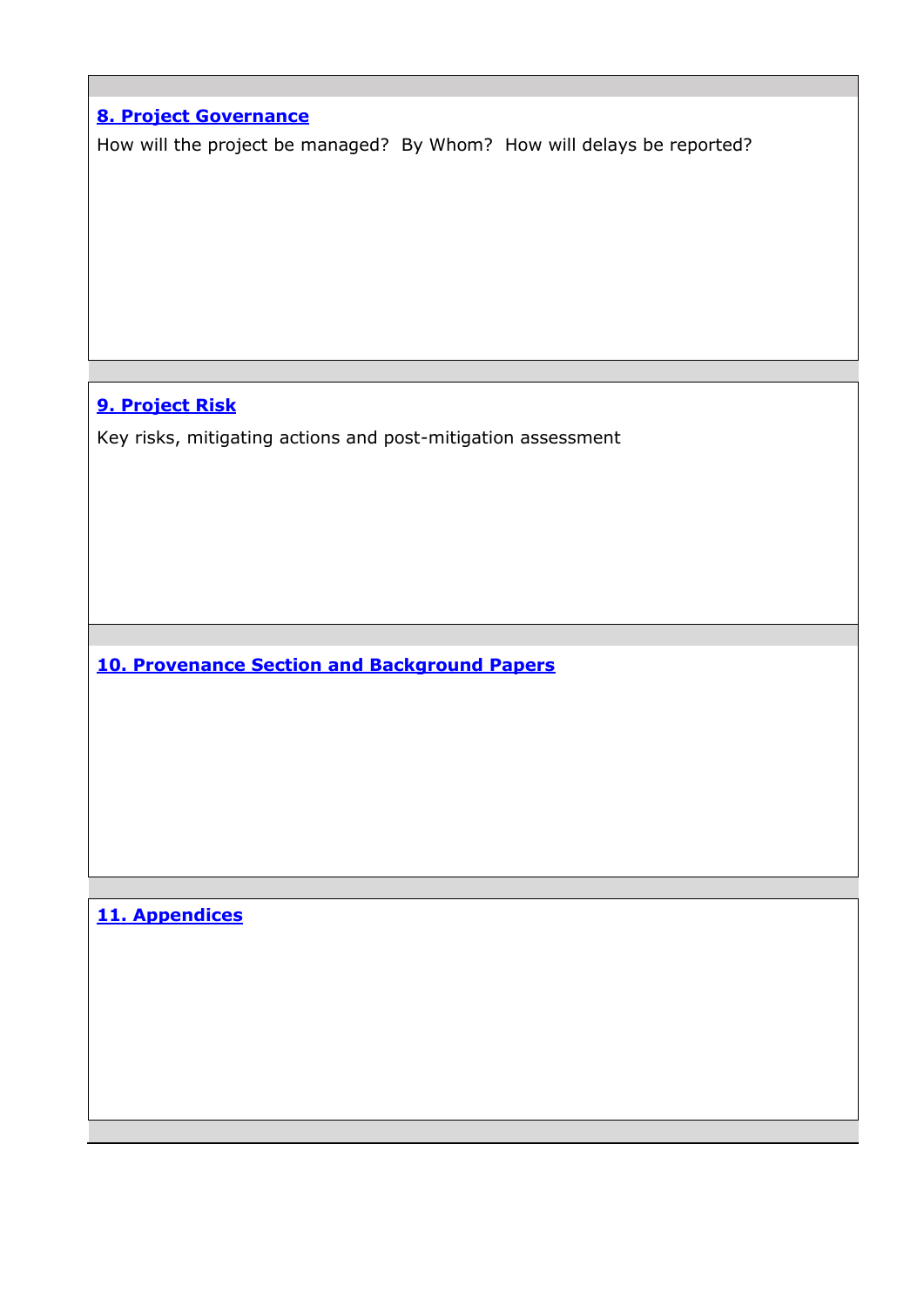## [8. Project Governance]

How will the project be managed? By Whom? How will delays be reported?

## [9. Project Risk]

Key risks, mitigating actions and post-mitigation assessment

## [10. Provenance Section and Background Papers]

## [11. Appendices]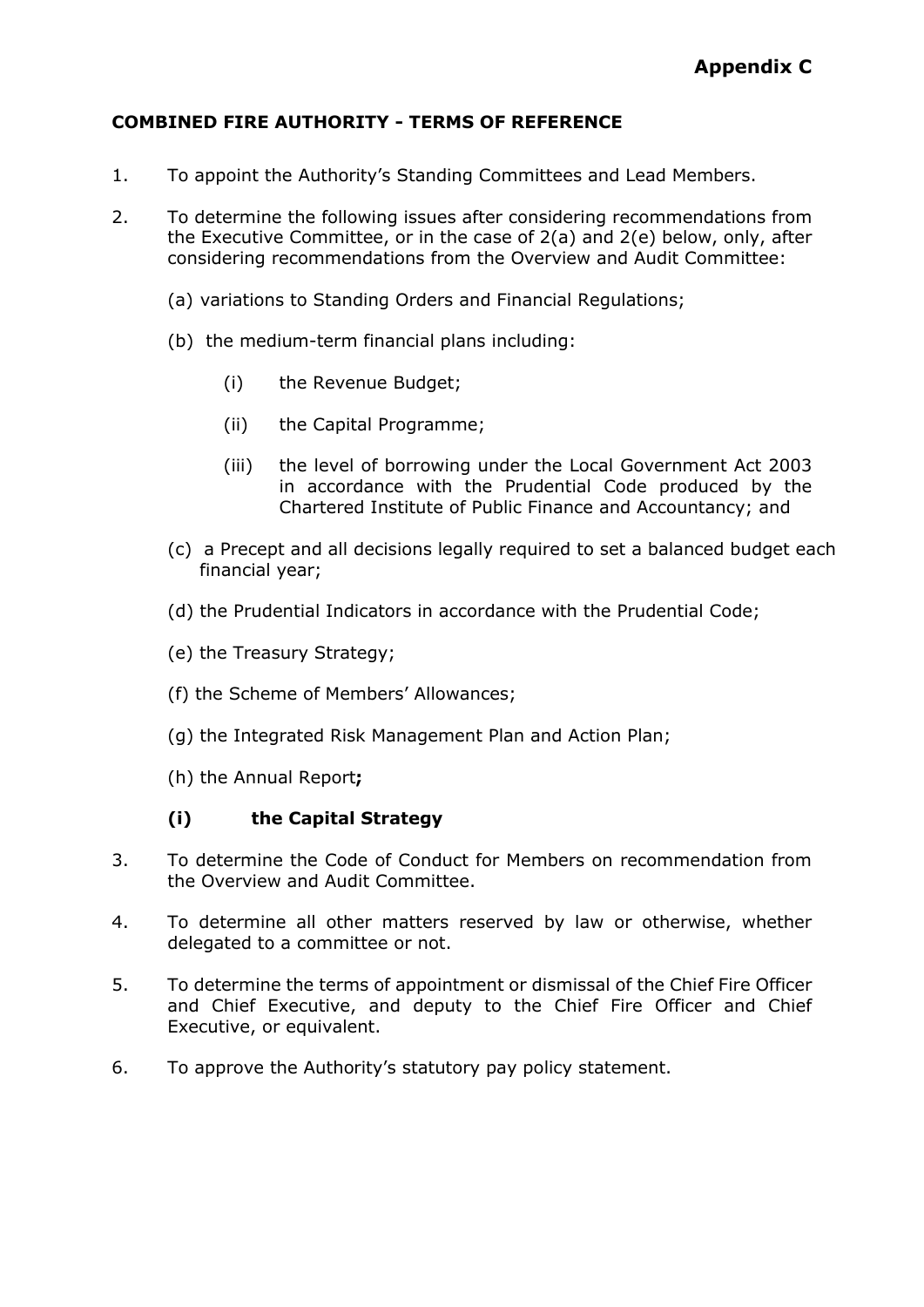**Appendix C**

## COMBINED FIRE AUTHORITY - TERMS OF REFERENCE

1. To appoint the Authority's Standing Committees and Lead Members.

2. To determine the following issues after considering recommendations from the Executive Committee, or in the case of 2(a) and 2(e) below, only, after considering recommendations from the Overview and Audit Committee:

   (a) variations to Standing Orders and Financial Regulations;

   (b) the medium-term financial plans including:

      (i) the Revenue Budget;

      (ii) the Capital Programme;

      (iii) the level of borrowing under the Local Government Act 2003 in accordance with the Prudential Code produced by the Chartered Institute of Public Finance and Accountancy; and

   (c) a Precept and all decisions legally required to set a balanced budget each financial year;

   (d) the Prudential Indicators in accordance with the Prudential Code;

   (e) the Treasury Strategy;

   (f) the Scheme of Members' Allowances;

   (g) the Integrated Risk Management Plan and Action Plan;

   (h) the Annual Report**;**

   **(i) the Capital Strategy**

3. To determine the Code of Conduct for Members on recommendation from the Overview and Audit Committee.

4. To determine all other matters reserved by law or otherwise, whether delegated to a committee or not.

5. To determine the terms of appointment or dismissal of the Chief Fire Officer and Chief Executive, and deputy to the Chief Fire Officer and Chief Executive, or equivalent.

6. To approve the Authority's statutory pay policy statement.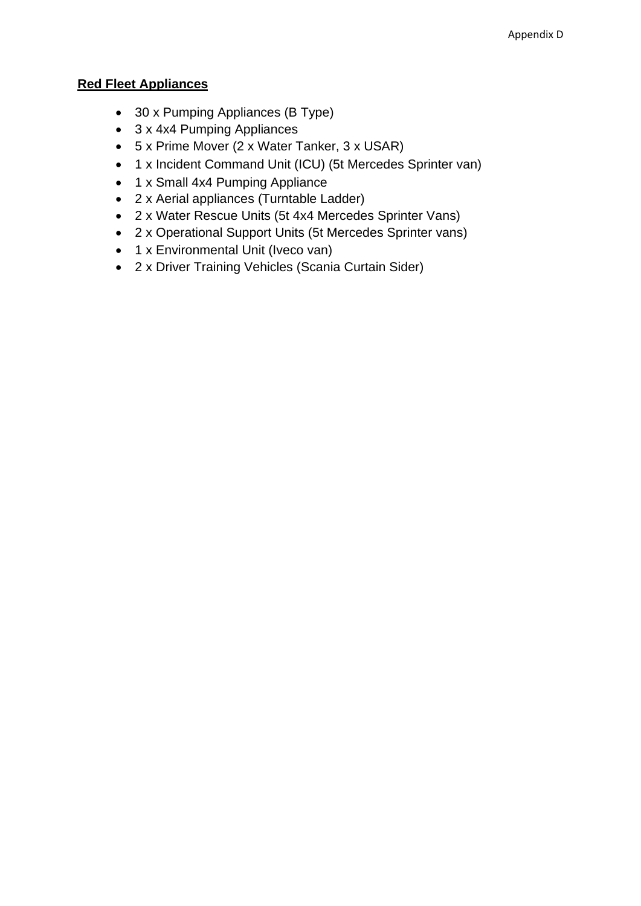Appendix D

**Red Fleet Appliances**

- 30 x Pumping Appliances (B Type)
- 3 x 4x4 Pumping Appliances
- 5 x Prime Mover (2 x Water Tanker, 3 x USAR)
- 1 x Incident Command Unit (ICU) (5t Mercedes Sprinter van)
- 1 x Small 4x4 Pumping Appliance
- 2 x Aerial appliances (Turntable Ladder)
- 2 x Water Rescue Units (5t 4x4 Mercedes Sprinter Vans)
- 2 x Operational Support Units (5t Mercedes Sprinter vans)
- 1 x Environmental Unit (Iveco van)
- 2 x Driver Training Vehicles (Scania Curtain Sider)